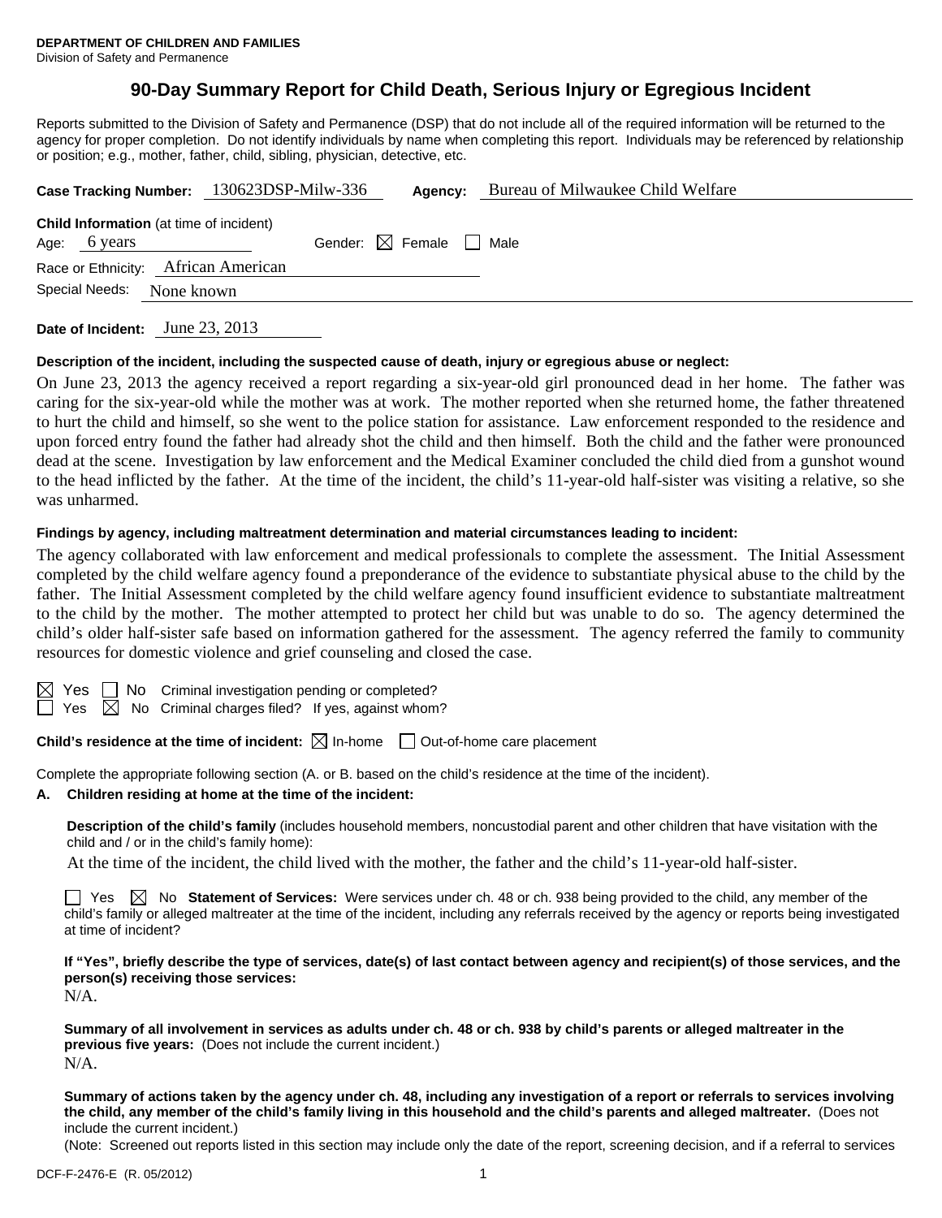**DEPARTMENT OF CHILDREN AND FAMILIES**
Division of Safety and Permanence

# 90-Day Summary Report for Child Death, Serious Injury or Egregious Incident

Reports submitted to the Division of Safety and Permanence (DSP) that do not include all of the required information will be returned to the agency for proper completion. Do not identify individuals by name when completing this report. Individuals may be referenced by relationship or position; e.g., mother, father, child, sibling, physician, detective, etc.

**Case Tracking Number:** 130623DSP-Milw-336 **Agency:** Bureau of Milwaukee Child Welfare

**Child Information** (at time of incident)
Age: 6 years Gender: ☒ Female ☐ Male
Race or Ethnicity: African American
Special Needs: None known

**Date of Incident:** June 23, 2013

**Description of the incident, including the suspected cause of death, injury or egregious abuse or neglect:**

On June 23, 2013 the agency received a report regarding a six-year-old girl pronounced dead in her home. The father was caring for the six-year-old while the mother was at work. The mother reported when she returned home, the father threatened to hurt the child and himself, so she went to the police station for assistance. Law enforcement responded to the residence and upon forced entry found the father had already shot the child and then himself. Both the child and the father were pronounced dead at the scene. Investigation by law enforcement and the Medical Examiner concluded the child died from a gunshot wound to the head inflicted by the father. At the time of the incident, the child's 11-year-old half-sister was visiting a relative, so she was unharmed.

**Findings by agency, including maltreatment determination and material circumstances leading to incident:**

The agency collaborated with law enforcement and medical professionals to complete the assessment. The Initial Assessment completed by the child welfare agency found a preponderance of the evidence to substantiate physical abuse to the child by the father. The Initial Assessment completed by the child welfare agency found insufficient evidence to substantiate maltreatment to the child by the mother. The mother attempted to protect her child but was unable to do so. The agency determined the child's older half-sister safe based on information gathered for the assessment. The agency referred the family to community resources for domestic violence and grief counseling and closed the case.

☒ Yes ☐ No Criminal investigation pending or completed?
☐ Yes ☒ No Criminal charges filed? If yes, against whom?

**Child's residence at the time of incident:** ☒ In-home ☐ Out-of-home care placement

Complete the appropriate following section (A. or B. based on the child's residence at the time of the incident).

**A. Children residing at home at the time of the incident:**

**Description of the child's family** (includes household members, noncustodial parent and other children that have visitation with the child and / or in the child's family home):

At the time of the incident, the child lived with the mother, the father and the child's 11-year-old half-sister.

☐ Yes ☒ No **Statement of Services:** Were services under ch. 48 or ch. 938 being provided to the child, any member of the child's family or alleged maltreater at the time of the incident, including any referrals received by the agency or reports being investigated at time of incident?

**If "Yes", briefly describe the type of services, date(s) of last contact between agency and recipient(s) of those services, and the person(s) receiving those services:**
N/A.

**Summary of all involvement in services as adults under ch. 48 or ch. 938 by child's parents or alleged maltreater in the previous five years:** (Does not include the current incident.)
N/A.

**Summary of actions taken by the agency under ch. 48, including any investigation of a report or referrals to services involving the child, any member of the child's family living in this household and the child's parents and alleged maltreater.** (Does not include the current incident.)
(Note: Screened out reports listed in this section may include only the date of the report, screening decision, and if a referral to services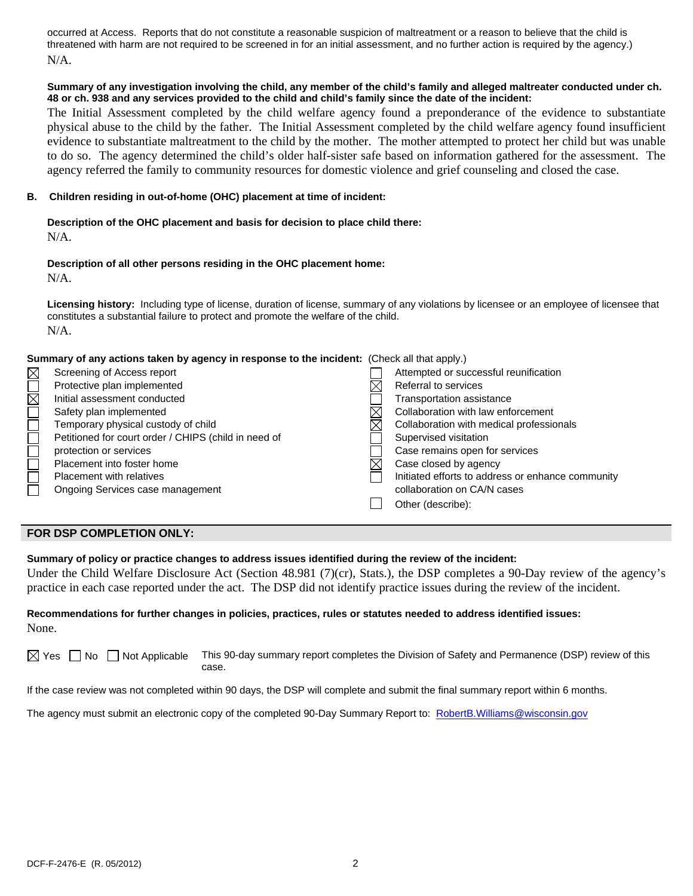occurred at Access. Reports that do not constitute a reasonable suspicion of maltreatment or a reason to believe that the child is threatened with harm are not required to be screened in for an initial assessment, and no further action is required by the agency.)
N/A.

**Summary of any investigation involving the child, any member of the child's family and alleged maltreater conducted under ch. 48 or ch. 938 and any services provided to the child and child's family since the date of the incident:**
The Initial Assessment completed by the child welfare agency found a preponderance of the evidence to substantiate physical abuse to the child by the father. The Initial Assessment completed by the child welfare agency found insufficient evidence to substantiate maltreatment to the child by the mother. The mother attempted to protect her child but was unable to do so. The agency determined the child's older half-sister safe based on information gathered for the assessment. The agency referred the family to community resources for domestic violence and grief counseling and closed the case.

**B. Children residing in out-of-home (OHC) placement at time of incident:**

**Description of the OHC placement and basis for decision to place child there:**
N/A.

**Description of all other persons residing in the OHC placement home:**
N/A.

**Licensing history:** Including type of license, duration of license, summary of any violations by licensee or an employee of licensee that constitutes a substantial failure to protect and promote the welfare of the child.
N/A.

**Summary of any actions taken by agency in response to the incident:** (Check all that apply.)

- ☒ Screening of Access report
- ☐ Protective plan implemented
- ☒ Initial assessment conducted
- ☐ Safety plan implemented
- ☐ Temporary physical custody of child
- ☐ Petitioned for court order / CHIPS (child in need of protection or services
- ☐ Placement into foster home
- ☐ Placement with relatives
- ☐ Ongoing Services case management
- ☐ Attempted or successful reunification
- ☒ Referral to services
- ☐ Transportation assistance
- ☒ Collaboration with law enforcement
- ☒ Collaboration with medical professionals
- ☐ Supervised visitation
- ☐ Case remains open for services
- ☒ Case closed by agency
- ☐ Initiated efforts to address or enhance community collaboration on CA/N cases
- ☐ Other (describe):

## FOR DSP COMPLETION ONLY:

**Summary of policy or practice changes to address issues identified during the review of the incident:**
Under the Child Welfare Disclosure Act (Section 48.981 (7)(cr), Stats.), the DSP completes a 90-Day review of the agency's practice in each case reported under the act. The DSP did not identify practice issues during the review of the incident.

**Recommendations for further changes in policies, practices, rules or statutes needed to address identified issues:**
None.

☒ Yes ☐ No ☐ Not Applicable   This 90-day summary report completes the Division of Safety and Permanence (DSP) review of this case.

If the case review was not completed within 90 days, the DSP will complete and submit the final summary report within 6 months.

The agency must submit an electronic copy of the completed 90-Day Summary Report to: RobertB.Williams@wisconsin.gov

DCF-F-2476-E (R. 05/2012)